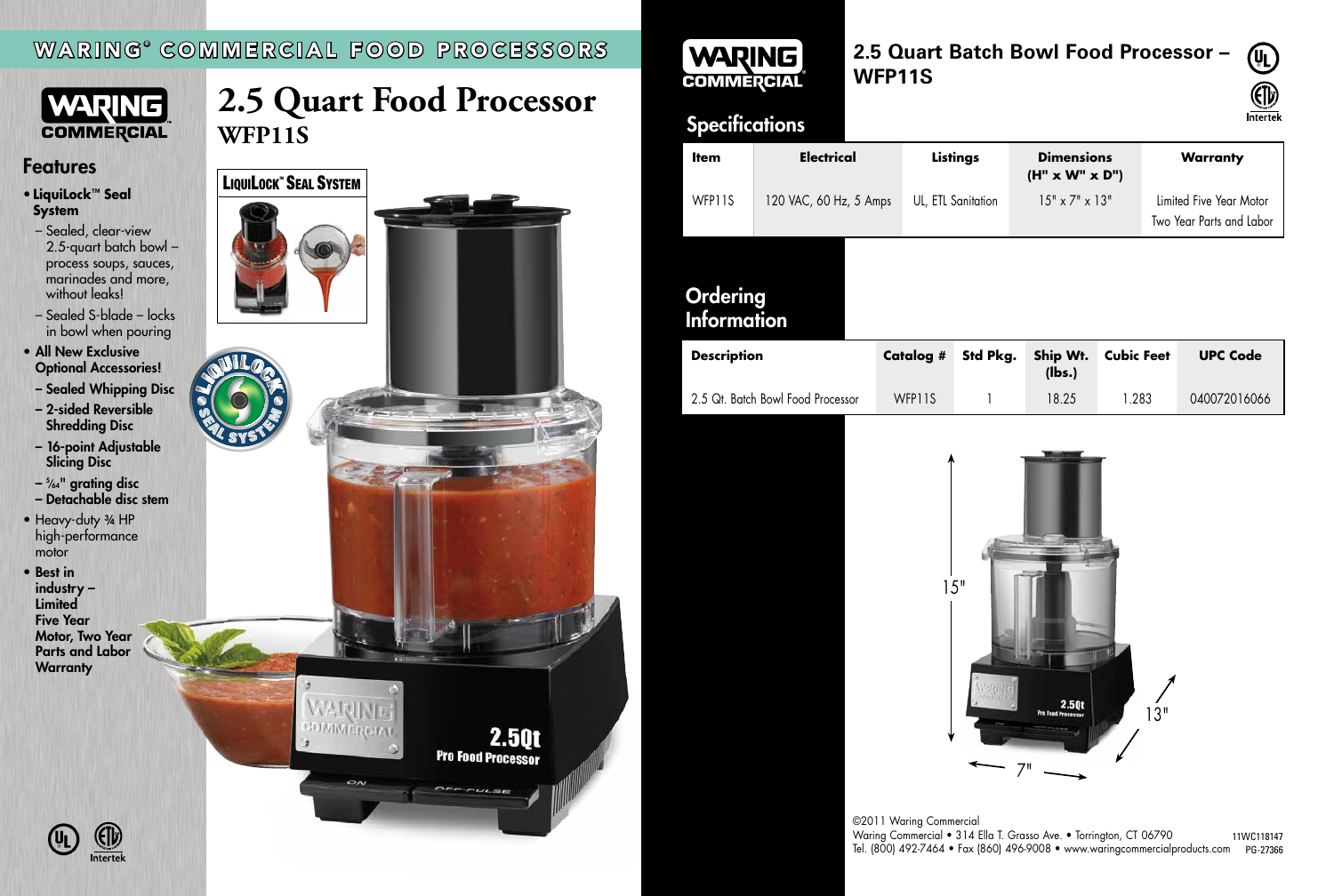# WARING® COMMERCIAL FOOD PROCESSORS

## 2.5 Quart Food Processor
**WFP11S**

### Features

- **LiquiLock™ Seal System**
  - Sealed, clear-view 2.5-quart batch bowl – process soups, sauces, marinades and more, without leaks!
  - Sealed S-blade – locks in bowl when pouring
- **All New Exclusive Optional Accessories!**
  - **Sealed Whipping Disc**
  - **2-sided Reversible Shredding Disc**
  - **16-point Adjustable Slicing Disc**
  - **5/64" grating disc**
  - **Detachable disc stem**
- Heavy-duty ¾ HP high-performance motor
- **Best in industry – Limited Five Year Motor, Two Year Parts and Labor Warranty**

**LiquiLock™ Seal System**

## 2.5 Quart Batch Bowl Food Processor – WFP11S

### Specifications

| Item | Electrical | Listings | Dimensions (H" x W" x D") | Warranty |
|---|---|---|---|---|
| WFP11S | 120 VAC, 60 Hz, 5 Amps | UL, ETL Sanitation | 15" x 7" x 13" | Limited Five Year Motor Two Year Parts and Labor |

### Ordering Information

| Description | Catalog # | Std Pkg. | Ship Wt. (lbs.) | Cubic Feet | UPC Code |
|---|---|---|---|---|---|
| 2.5 Qt. Batch Bowl Food Processor | WFP11S | 1 | 18.25 | 1.283 | 040072016066 |

15"
13"
7"

©2011 Waring Commercial
Waring Commercial • 314 Ella T. Grasso Ave. • Torrington, CT 06790
Tel. (800) 492-7464 • Fax (860) 496-9008 • www.waringcommercialproducts.com

11WC118147
PG-27366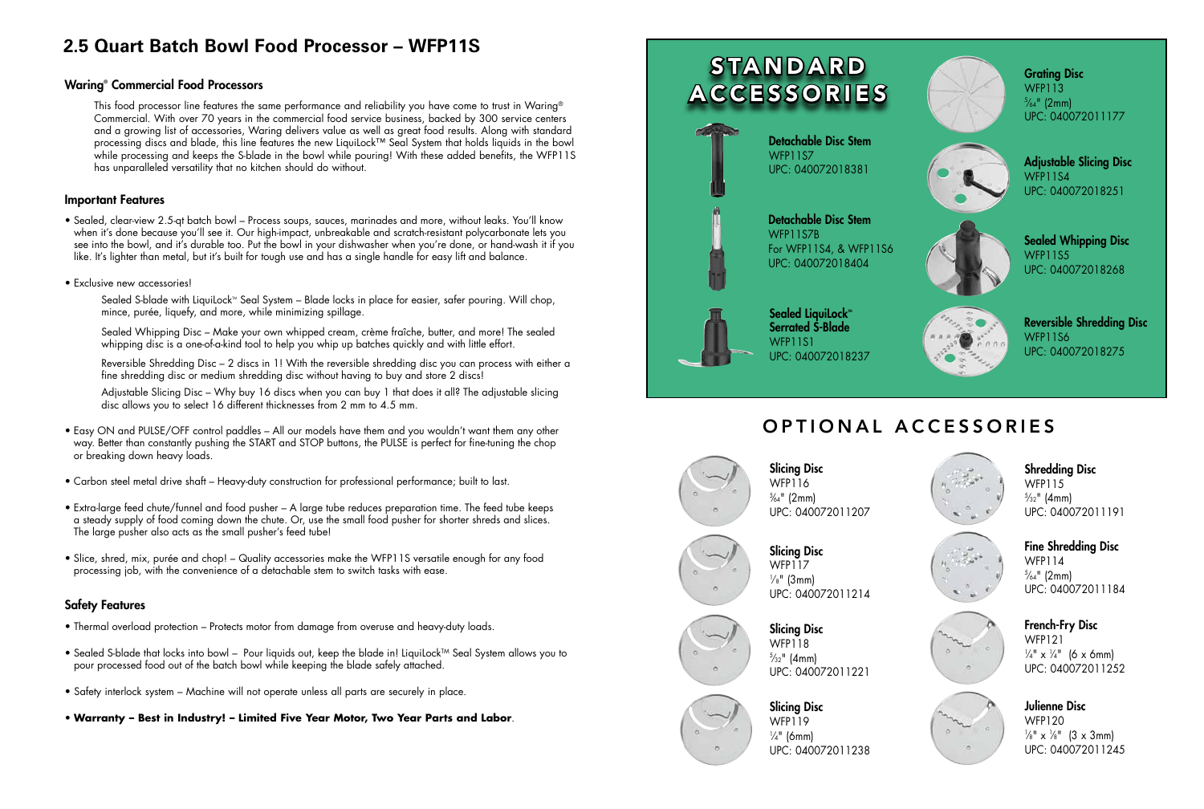# 2.5 Quart Batch Bowl Food Processor – WFP11S

## Waring® Commercial Food Processors

This food processor line features the same performance and reliability you have come to trust in Waring® Commercial. With over 70 years in the commercial food service business, backed by 300 service centers and a growing list of accessories, Waring delivers value as well as great food results. Along with standard processing discs and blade, this line features the new LiquiLock™ Seal System that holds liquids in the bowl while processing and keeps the S-blade in the bowl while pouring! With these added benefits, the WFP11S has unparalleled versatility that no kitchen should do without.

### Important Features

- Sealed, clear-view 2.5-qt batch bowl – Process soups, sauces, marinades and more, without leaks. You'll know when it's done because you'll see it. Our high-impact, unbreakable and scratch-resistant polycarbonate lets you see into the bowl, and it's durable too. Put the bowl in your dishwasher when you're done, or hand-wash it if you like. It's lighter than metal, but it's built for tough use and has a single handle for easy lift and balance.

- Exclusive new accessories!

  Sealed S-blade with LiquiLock™ Seal System – Blade locks in place for easier, safer pouring. Will chop, mince, purée, liquefy, and more, while minimizing spillage.

  Sealed Whipping Disc – Make your own whipped cream, crème fraîche, butter, and more! The sealed whipping disc is a one-of-a-kind tool to help you whip up batches quickly and with little effort.

  Reversible Shredding Disc – 2 discs in 1! With the reversible shredding disc you can process with either a fine shredding disc or medium shredding disc without having to buy and store 2 discs!

  Adjustable Slicing Disc – Why buy 16 discs when you can buy 1 that does it all? The adjustable slicing disc allows you to select 16 different thicknesses from 2 mm to 4.5 mm.

- Easy ON and PULSE/OFF control paddles – All our models have them and you wouldn't want them any other way. Better than constantly pushing the START and STOP buttons, the PULSE is perfect for fine-tuning the chop or breaking down heavy loads.

- Carbon steel metal drive shaft – Heavy-duty construction for professional performance; built to last.

- Extra-large feed chute/funnel and food pusher – A large tube reduces preparation time. The feed tube keeps a steady supply of food coming down the chute. Or, use the small food pusher for shorter shreds and slices. The large pusher also acts as the small pusher's feed tube!

- Slice, shred, mix, purée and chop! – Quality accessories make the WFP11S versatile enough for any food processing job, with the convenience of a detachable stem to switch tasks with ease.

### Safety Features

- Thermal overload protection – Protects motor from damage from overuse and heavy-duty loads.

- Sealed S-blade that locks into bowl – Pour liquids out, keep the blade in! LiquiLock™ Seal System allows you to pour processed food out of the batch bowl while keeping the blade safely attached.

- Safety interlock system – Machine will not operate unless all parts are securely in place.

- **Warranty – Best in Industry! – Limited Five Year Motor, Two Year Parts and Labor**.

## STANDARD ACCESSORIES

**Detachable Disc Stem**
WFP11S7
UPC: 040072018381

**Detachable Disc Stem**
WFP11S7B
For WFP11S4, & WFP11S6
UPC: 040072018404

**Sealed LiquiLock™ Serrated S-Blade**
WFP11S1
UPC: 040072018237

**Grating Disc**
WFP113
5⁄64" (2mm)
UPC: 040072011177

**Adjustable Slicing Disc**
WFP11S4
UPC: 040072018251

**Sealed Whipping Disc**
WFP11S5
UPC: 040072018268

**Reversible Shredding Disc**
WFP11S6
UPC: 040072018275

## OPTIONAL ACCESSORIES

**Slicing Disc**
WFP116
5⁄64" (2mm)
UPC: 040072011207

**Slicing Disc**
WFP117
1⁄8" (3mm)
UPC: 040072011214

**Slicing Disc**
WFP118
5⁄32" (4mm)
UPC: 040072011221

**Slicing Disc**
WFP119
1⁄4" (6mm)
UPC: 040072011238

**Shredding Disc**
WFP115
5⁄32" (4mm)
UPC: 040072011191

**Fine Shredding Disc**
WFP114
5⁄64" (2mm)
UPC: 040072011184

**French-Fry Disc**
WFP121
1⁄4" x 1⁄4" (6 x 6mm)
UPC: 040072011252

**Julienne Disc**
WFP120
1⁄8" x 1⁄8" (3 x 3mm)
UPC: 040072011245